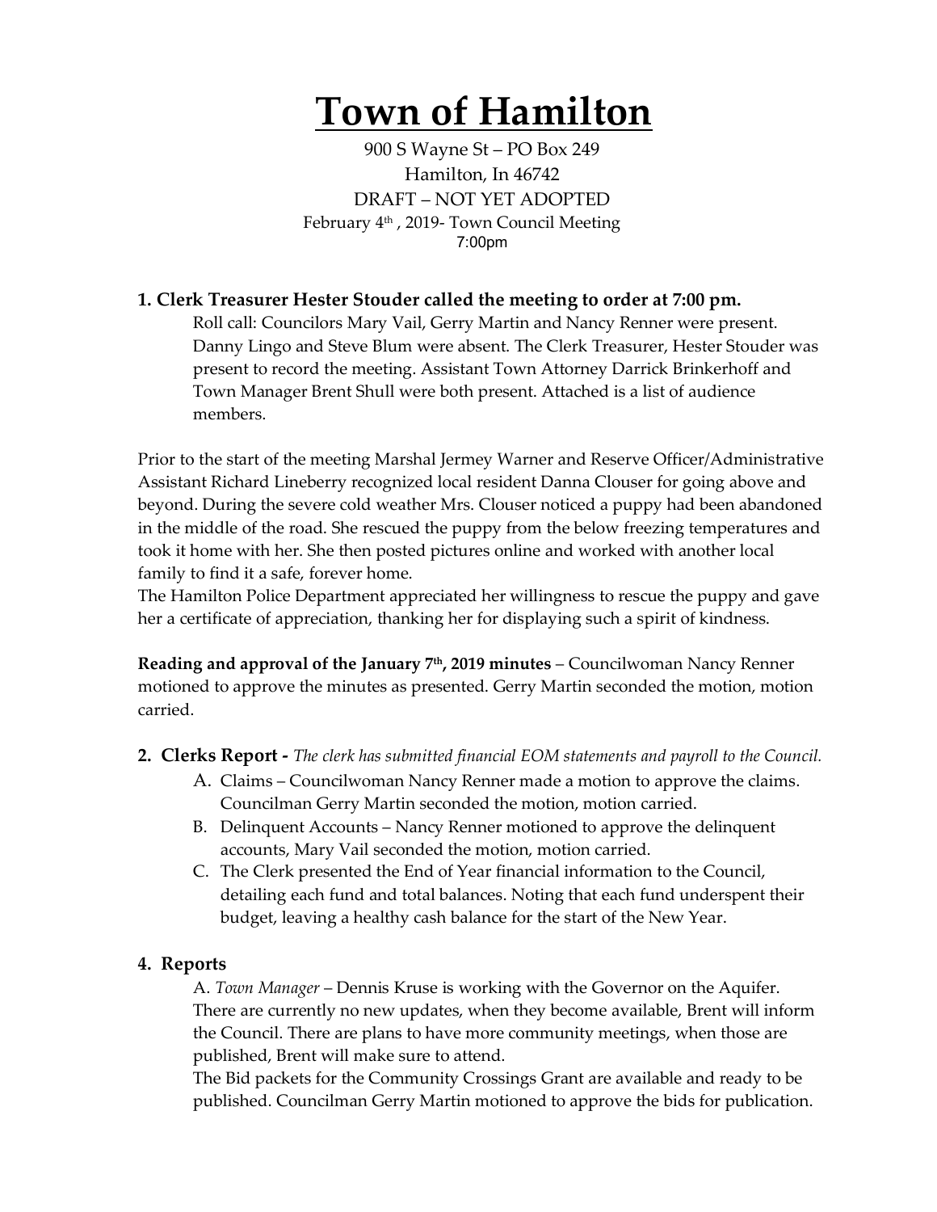# Town of Hamilton

900 S Wayne St – PO Box 249
Hamilton, In 46742
DRAFT – NOT YET ADOPTED
February 4th , 2019- Town Council Meeting
7:00pm

## 1. Clerk Treasurer Hester Stouder called the meeting to order at 7:00 pm.

Roll call: Councilors Mary Vail, Gerry Martin and Nancy Renner were present. Danny Lingo and Steve Blum were absent. The Clerk Treasurer, Hester Stouder was present to record the meeting. Assistant Town Attorney Darrick Brinkerhoff and Town Manager Brent Shull were both present. Attached is a list of audience members.

Prior to the start of the meeting Marshal Jermey Warner and Reserve Officer/Administrative Assistant Richard Lineberry recognized local resident Danna Clouser for going above and beyond. During the severe cold weather Mrs. Clouser noticed a puppy had been abandoned in the middle of the road. She rescued the puppy from the below freezing temperatures and took it home with her. She then posted pictures online and worked with another local family to find it a safe, forever home.
The Hamilton Police Department appreciated her willingness to rescue the puppy and gave her a certificate of appreciation, thanking her for displaying such a spirit of kindness.

**Reading and approval of the January 7th, 2019 minutes** – Councilwoman Nancy Renner motioned to approve the minutes as presented. Gerry Martin seconded the motion, motion carried.

## 2. Clerks Report - *The clerk has submitted financial EOM statements and payroll to the Council.*

A. Claims – Councilwoman Nancy Renner made a motion to approve the claims. Councilman Gerry Martin seconded the motion, motion carried.

B. Delinquent Accounts – Nancy Renner motioned to approve the delinquent accounts, Mary Vail seconded the motion, motion carried.

C. The Clerk presented the End of Year financial information to the Council, detailing each fund and total balances. Noting that each fund underspent their budget, leaving a healthy cash balance for the start of the New Year.

## 4. Reports

A. *Town Manager* – Dennis Kruse is working with the Governor on the Aquifer. There are currently no new updates, when they become available, Brent will inform the Council. There are plans to have more community meetings, when those are published, Brent will make sure to attend.
The Bid packets for the Community Crossings Grant are available and ready to be published. Councilman Gerry Martin motioned to approve the bids for publication.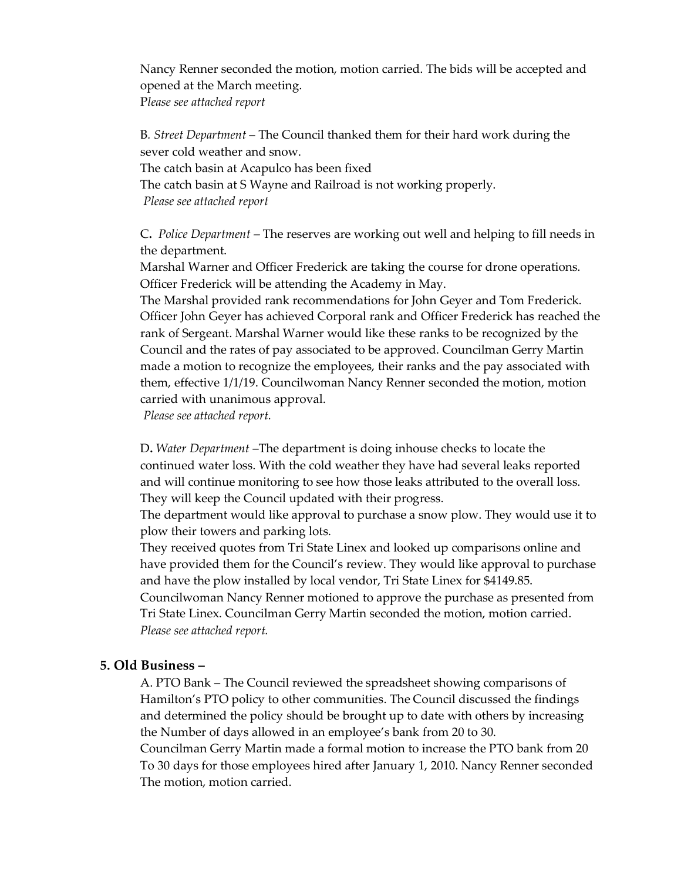Nancy Renner seconded the motion, motion carried. The bids will be accepted and opened at the March meeting.
P*lease see attached report*

B*. Street Department* – The Council thanked them for their hard work during the sever cold weather and snow.
The catch basin at Acapulco has been fixed
The catch basin at S Wayne and Railroad is not working properly.
*Please see attached report*

C**.** *Police Department –* The reserves are working out well and helping to fill needs in the department.
Marshal Warner and Officer Frederick are taking the course for drone operations. Officer Frederick will be attending the Academy in May.
The Marshal provided rank recommendations for John Geyer and Tom Frederick. Officer John Geyer has achieved Corporal rank and Officer Frederick has reached the rank of Sergeant. Marshal Warner would like these ranks to be recognized by the Council and the rates of pay associated to be approved. Councilman Gerry Martin made a motion to recognize the employees, their ranks and the pay associated with them, effective 1/1/19. Councilwoman Nancy Renner seconded the motion, motion carried with unanimous approval.
*Please see attached report.*

D**.** *Water Department* –The department is doing inhouse checks to locate the continued water loss. With the cold weather they have had several leaks reported and will continue monitoring to see how those leaks attributed to the overall loss. They will keep the Council updated with their progress.
The department would like approval to purchase a snow plow. They would use it to plow their towers and parking lots.
They received quotes from Tri State Linex and looked up comparisons online and have provided them for the Council's review. They would like approval to purchase and have the plow installed by local vendor, Tri State Linex for $4149.85.
Councilwoman Nancy Renner motioned to approve the purchase as presented from Tri State Linex. Councilman Gerry Martin seconded the motion, motion carried.
*Please see attached report.*

## 5. Old Business –

A. PTO Bank – The Council reviewed the spreadsheet showing comparisons of Hamilton's PTO policy to other communities. The Council discussed the findings and determined the policy should be brought up to date with others by increasing the Number of days allowed in an employee's bank from 20 to 30.
Councilman Gerry Martin made a formal motion to increase the PTO bank from 20 To 30 days for those employees hired after January 1, 2010. Nancy Renner seconded The motion, motion carried.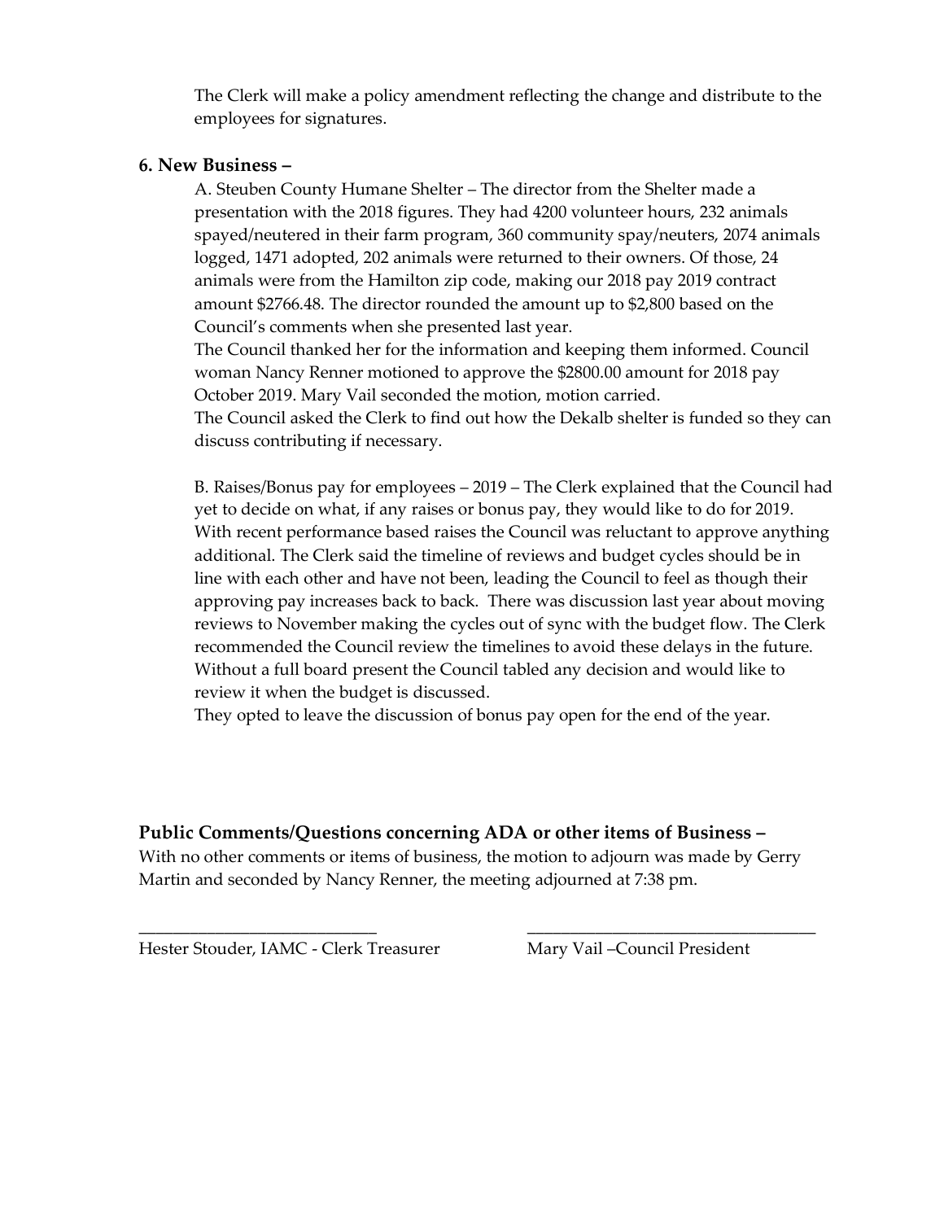The Clerk will make a policy amendment reflecting the change and distribute to the employees for signatures.

### 6. New Business –

A. Steuben County Humane Shelter – The director from the Shelter made a presentation with the 2018 figures. They had 4200 volunteer hours, 232 animals spayed/neutered in their farm program, 360 community spay/neuters, 2074 animals logged, 1471 adopted, 202 animals were returned to their owners. Of those, 24 animals were from the Hamilton zip code, making our 2018 pay 2019 contract amount $2766.48. The director rounded the amount up to $2,800 based on the Council's comments when she presented last year.
The Council thanked her for the information and keeping them informed. Council woman Nancy Renner motioned to approve the $2800.00 amount for 2018 pay October 2019. Mary Vail seconded the motion, motion carried.
The Council asked the Clerk to find out how the Dekalb shelter is funded so they can discuss contributing if necessary.

B. Raises/Bonus pay for employees – 2019 – The Clerk explained that the Council had yet to decide on what, if any raises or bonus pay, they would like to do for 2019. With recent performance based raises the Council was reluctant to approve anything additional. The Clerk said the timeline of reviews and budget cycles should be in line with each other and have not been, leading the Council to feel as though their approving pay increases back to back. There was discussion last year about moving reviews to November making the cycles out of sync with the budget flow. The Clerk recommended the Council review the timelines to avoid these delays in the future. Without a full board present the Council tabled any decision and would like to review it when the budget is discussed.
They opted to leave the discussion of bonus pay open for the end of the year.

### Public Comments/Questions concerning ADA or other items of Business –

With no other comments or items of business, the motion to adjourn was made by Gerry Martin and seconded by Nancy Renner, the meeting adjourned at 7:38 pm.

\_\_\_\_\_\_\_\_\_\_\_\_\_\_\_\_\_\_\_\_\_\_\_\_\_\_\_\_ \_\_\_\_\_\_\_\_\_\_\_\_\_\_\_\_\_\_\_\_\_\_\_\_\_\_\_\_\_\_\_\_\_\_\_

Hester Stouder, IAMC - Clerk Treasurer Mary Vail –Council President